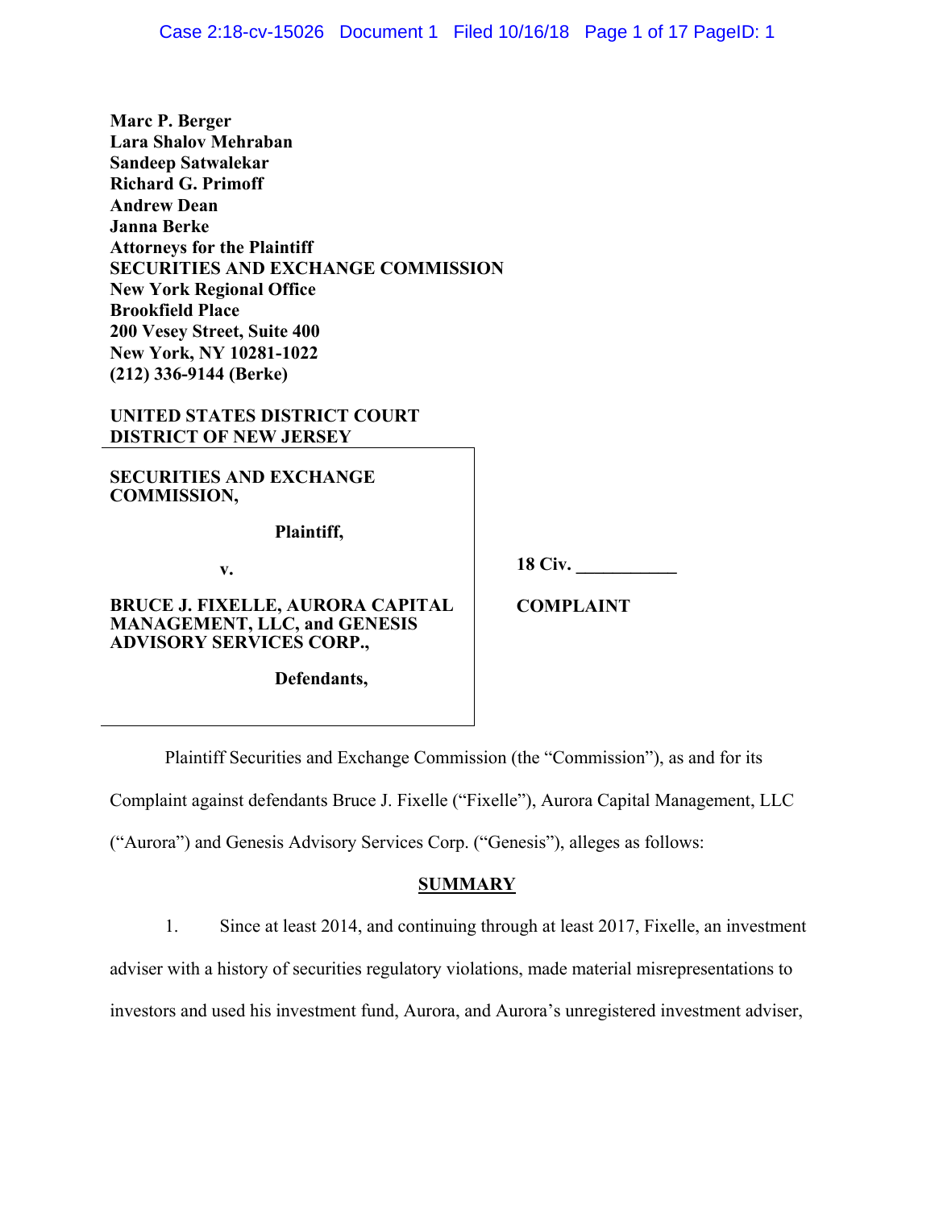**Marc P. Berger**
**Lara Shalov Mehraban**
**Sandeep Satwalekar**
**Richard G. Primoff**
**Andrew Dean**
**Janna Berke**
**Attorneys for the Plaintiff**
**SECURITIES AND EXCHANGE COMMISSION**
**New York Regional Office**
**Brookfield Place**
**200 Vesey Street, Suite 400**
**New York, NY 10281-1022**
**(212) 336-9144 (Berke)**

**UNITED STATES DISTRICT COURT**
**DISTRICT OF NEW JERSEY**

| | |
|---|---|
| **SECURITIES AND EXCHANGE COMMISSION,**<br><br>**Plaintiff,**<br><br>**v.**<br><br>**BRUCE J. FIXELLE, AURORA CAPITAL MANAGEMENT, LLC, and GENESIS ADVISORY SERVICES CORP.,**<br><br>**Defendants,** | **18 Civ. \_\_\_\_\_\_\_\_\_\_\_**<br><br>**COMPLAINT** |

Plaintiff Securities and Exchange Commission (the "Commission"), as and for its Complaint against defendants Bruce J. Fixelle ("Fixelle"), Aurora Capital Management, LLC ("Aurora") and Genesis Advisory Services Corp. ("Genesis"), alleges as follows:

## SUMMARY

1. Since at least 2014, and continuing through at least 2017, Fixelle, an investment adviser with a history of securities regulatory violations, made material misrepresentations to investors and used his investment fund, Aurora, and Aurora's unregistered investment adviser,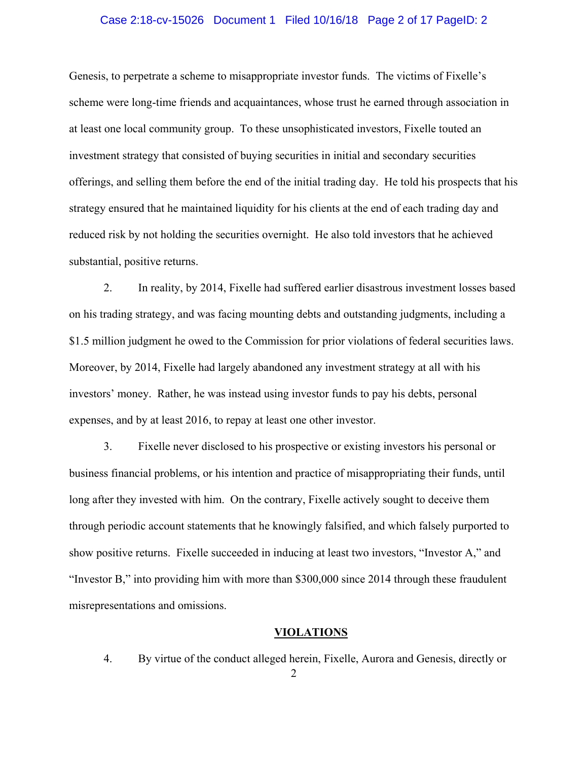Genesis, to perpetrate a scheme to misappropriate investor funds. The victims of Fixelle's scheme were long-time friends and acquaintances, whose trust he earned through association in at least one local community group. To these unsophisticated investors, Fixelle touted an investment strategy that consisted of buying securities in initial and secondary securities offerings, and selling them before the end of the initial trading day. He told his prospects that his strategy ensured that he maintained liquidity for his clients at the end of each trading day and reduced risk by not holding the securities overnight. He also told investors that he achieved substantial, positive returns.

2. In reality, by 2014, Fixelle had suffered earlier disastrous investment losses based on his trading strategy, and was facing mounting debts and outstanding judgments, including a $1.5 million judgment he owed to the Commission for prior violations of federal securities laws. Moreover, by 2014, Fixelle had largely abandoned any investment strategy at all with his investors' money. Rather, he was instead using investor funds to pay his debts, personal expenses, and by at least 2016, to repay at least one other investor.

3. Fixelle never disclosed to his prospective or existing investors his personal or business financial problems, or his intention and practice of misappropriating their funds, until long after they invested with him. On the contrary, Fixelle actively sought to deceive them through periodic account statements that he knowingly falsified, and which falsely purported to show positive returns. Fixelle succeeded in inducing at least two investors, "Investor A," and "Investor B," into providing him with more than $300,000 since 2014 through these fraudulent misrepresentations and omissions.

## VIOLATIONS

4. By virtue of the conduct alleged herein, Fixelle, Aurora and Genesis, directly or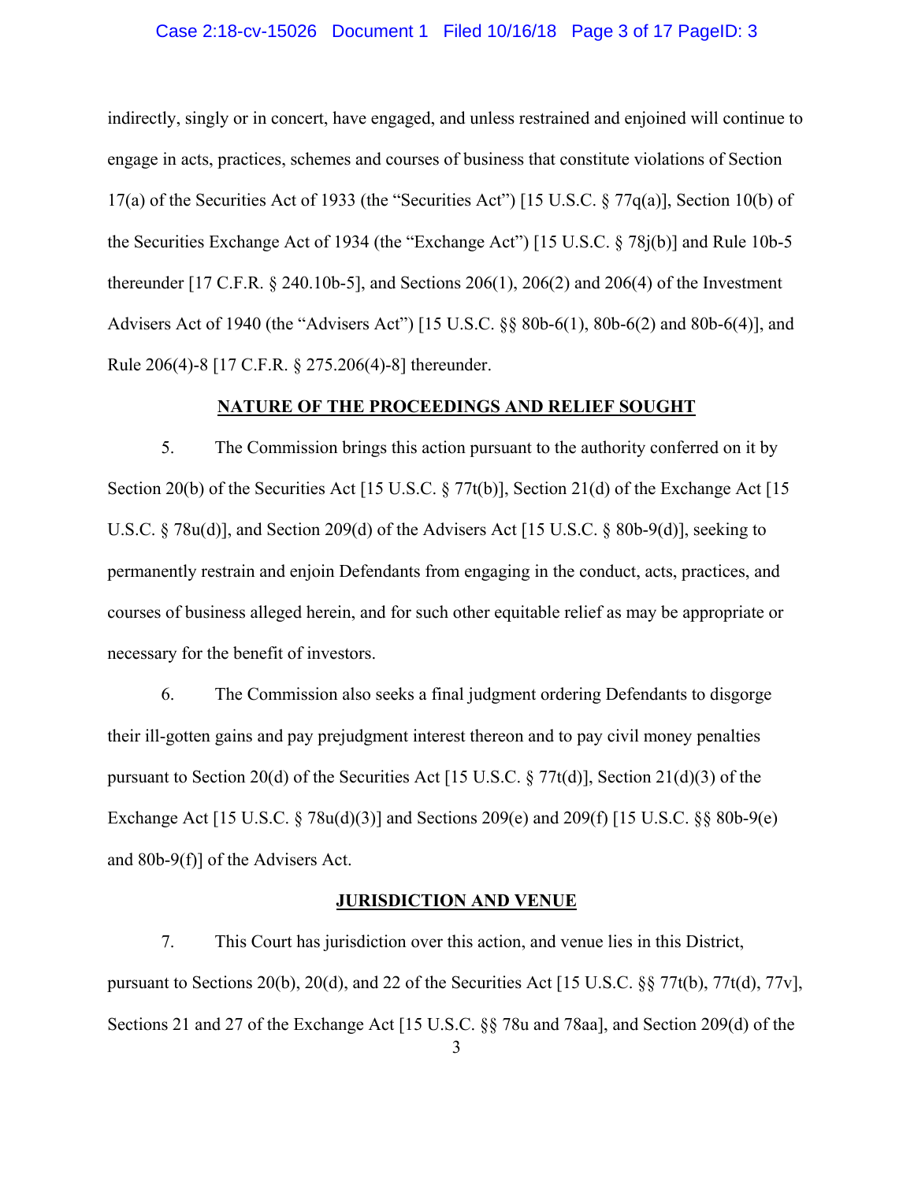indirectly, singly or in concert, have engaged, and unless restrained and enjoined will continue to engage in acts, practices, schemes and courses of business that constitute violations of Section 17(a) of the Securities Act of 1933 (the "Securities Act") [15 U.S.C. § 77q(a)], Section 10(b) of the Securities Exchange Act of 1934 (the "Exchange Act") [15 U.S.C. § 78j(b)] and Rule 10b-5 thereunder [17 C.F.R. § 240.10b-5], and Sections 206(1), 206(2) and 206(4) of the Investment Advisers Act of 1940 (the "Advisers Act") [15 U.S.C. §§ 80b-6(1), 80b-6(2) and 80b-6(4)], and Rule 206(4)-8 [17 C.F.R. § 275.206(4)-8] thereunder.

## NATURE OF THE PROCEEDINGS AND RELIEF SOUGHT

5. The Commission brings this action pursuant to the authority conferred on it by Section 20(b) of the Securities Act [15 U.S.C. § 77t(b)], Section 21(d) of the Exchange Act [15 U.S.C. § 78u(d)], and Section 209(d) of the Advisers Act [15 U.S.C. § 80b-9(d)], seeking to permanently restrain and enjoin Defendants from engaging in the conduct, acts, practices, and courses of business alleged herein, and for such other equitable relief as may be appropriate or necessary for the benefit of investors.

6. The Commission also seeks a final judgment ordering Defendants to disgorge their ill-gotten gains and pay prejudgment interest thereon and to pay civil money penalties pursuant to Section 20(d) of the Securities Act [15 U.S.C. § 77t(d)], Section 21(d)(3) of the Exchange Act [15 U.S.C. § 78u(d)(3)] and Sections 209(e) and 209(f) [15 U.S.C. §§ 80b-9(e) and 80b-9(f)] of the Advisers Act.

## JURISDICTION AND VENUE

7. This Court has jurisdiction over this action, and venue lies in this District, pursuant to Sections 20(b), 20(d), and 22 of the Securities Act [15 U.S.C. §§ 77t(b), 77t(d), 77v], Sections 21 and 27 of the Exchange Act [15 U.S.C. §§ 78u and 78aa], and Section 209(d) of the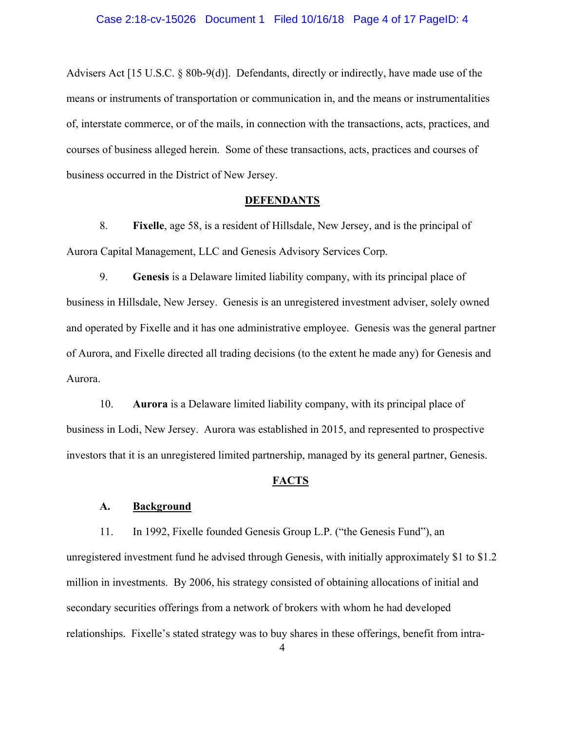Advisers Act [15 U.S.C. § 80b-9(d)]. Defendants, directly or indirectly, have made use of the means or instruments of transportation or communication in, and the means or instrumentalities of, interstate commerce, or of the mails, in connection with the transactions, acts, practices, and courses of business alleged herein. Some of these transactions, acts, practices and courses of business occurred in the District of New Jersey.

## DEFENDANTS

8. **Fixelle**, age 58, is a resident of Hillsdale, New Jersey, and is the principal of Aurora Capital Management, LLC and Genesis Advisory Services Corp.

9. **Genesis** is a Delaware limited liability company, with its principal place of business in Hillsdale, New Jersey. Genesis is an unregistered investment adviser, solely owned and operated by Fixelle and it has one administrative employee. Genesis was the general partner of Aurora, and Fixelle directed all trading decisions (to the extent he made any) for Genesis and Aurora.

10. **Aurora** is a Delaware limited liability company, with its principal place of business in Lodi, New Jersey. Aurora was established in 2015, and represented to prospective investors that it is an unregistered limited partnership, managed by its general partner, Genesis.

## FACTS

### A. Background

11. In 1992, Fixelle founded Genesis Group L.P. ("the Genesis Fund"), an unregistered investment fund he advised through Genesis, with initially approximately $1 to $1.2 million in investments. By 2006, his strategy consisted of obtaining allocations of initial and secondary securities offerings from a network of brokers with whom he had developed relationships. Fixelle's stated strategy was to buy shares in these offerings, benefit from intra-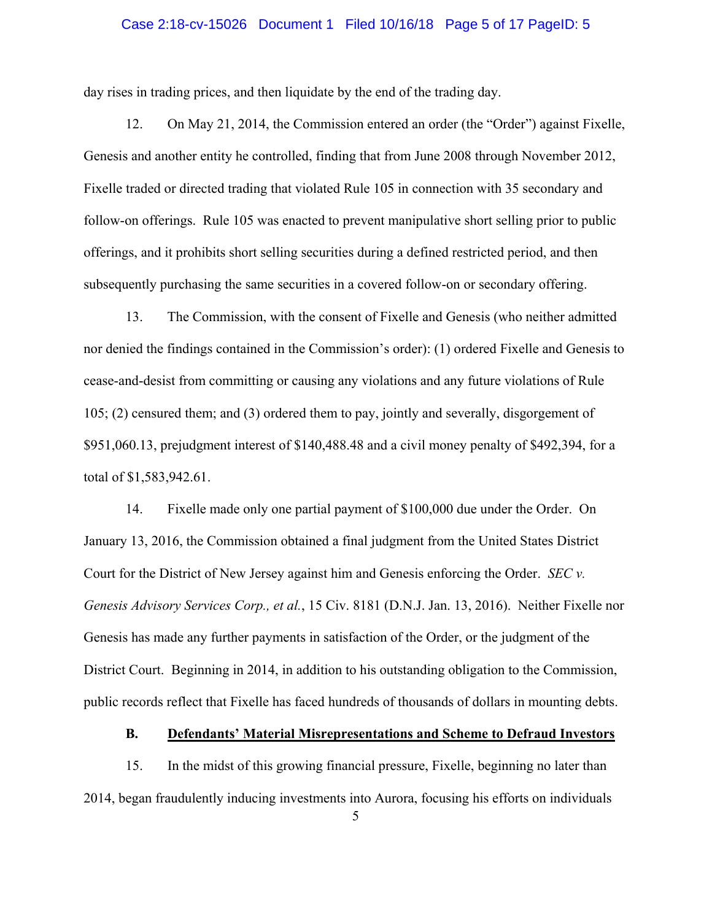day rises in trading prices, and then liquidate by the end of the trading day.

12. On May 21, 2014, the Commission entered an order (the "Order") against Fixelle, Genesis and another entity he controlled, finding that from June 2008 through November 2012, Fixelle traded or directed trading that violated Rule 105 in connection with 35 secondary and follow-on offerings. Rule 105 was enacted to prevent manipulative short selling prior to public offerings, and it prohibits short selling securities during a defined restricted period, and then subsequently purchasing the same securities in a covered follow-on or secondary offering.

13. The Commission, with the consent of Fixelle and Genesis (who neither admitted nor denied the findings contained in the Commission's order): (1) ordered Fixelle and Genesis to cease-and-desist from committing or causing any violations and any future violations of Rule 105; (2) censured them; and (3) ordered them to pay, jointly and severally, disgorgement of $951,060.13, prejudgment interest of $140,488.48 and a civil money penalty of $492,394, for a total of $1,583,942.61.

14. Fixelle made only one partial payment of $100,000 due under the Order. On January 13, 2016, the Commission obtained a final judgment from the United States District Court for the District of New Jersey against him and Genesis enforcing the Order. *SEC v. Genesis Advisory Services Corp., et al.*, 15 Civ. 8181 (D.N.J. Jan. 13, 2016). Neither Fixelle nor Genesis has made any further payments in satisfaction of the Order, or the judgment of the District Court. Beginning in 2014, in addition to his outstanding obligation to the Commission, public records reflect that Fixelle has faced hundreds of thousands of dollars in mounting debts.

### B. Defendants' Material Misrepresentations and Scheme to Defraud Investors

15. In the midst of this growing financial pressure, Fixelle, beginning no later than 2014, began fraudulently inducing investments into Aurora, focusing his efforts on individuals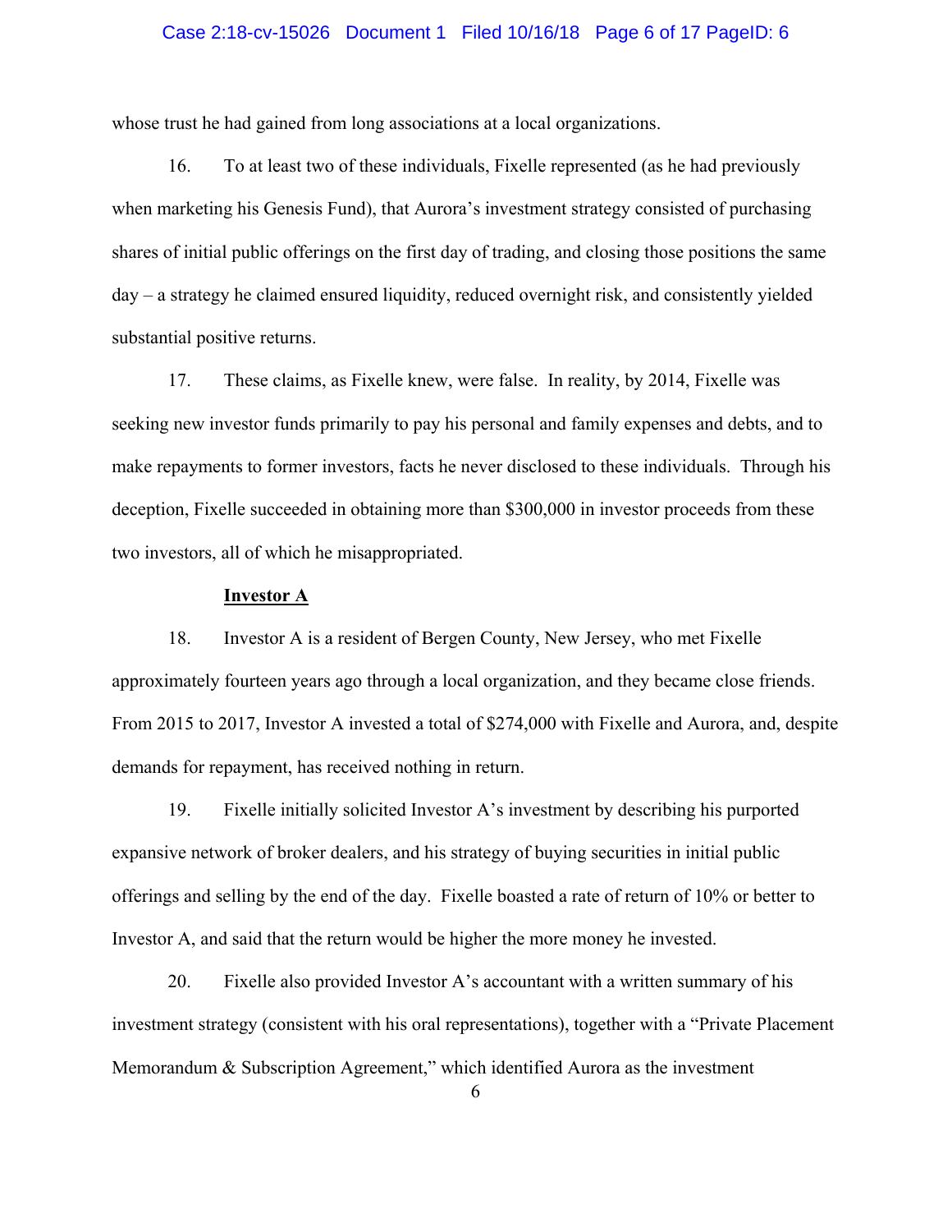whose trust he had gained from long associations at a local organizations.

16. To at least two of these individuals, Fixelle represented (as he had previously when marketing his Genesis Fund), that Aurora's investment strategy consisted of purchasing shares of initial public offerings on the first day of trading, and closing those positions the same day – a strategy he claimed ensured liquidity, reduced overnight risk, and consistently yielded substantial positive returns.

17. These claims, as Fixelle knew, were false. In reality, by 2014, Fixelle was seeking new investor funds primarily to pay his personal and family expenses and debts, and to make repayments to former investors, facts he never disclosed to these individuals. Through his deception, Fixelle succeeded in obtaining more than $300,000 in investor proceeds from these two investors, all of which he misappropriated.

**Investor A**

18. Investor A is a resident of Bergen County, New Jersey, who met Fixelle approximately fourteen years ago through a local organization, and they became close friends. From 2015 to 2017, Investor A invested a total of $274,000 with Fixelle and Aurora, and, despite demands for repayment, has received nothing in return.

19. Fixelle initially solicited Investor A's investment by describing his purported expansive network of broker dealers, and his strategy of buying securities in initial public offerings and selling by the end of the day. Fixelle boasted a rate of return of 10% or better to Investor A, and said that the return would be higher the more money he invested.

20. Fixelle also provided Investor A's accountant with a written summary of his investment strategy (consistent with his oral representations), together with a "Private Placement Memorandum & Subscription Agreement," which identified Aurora as the investment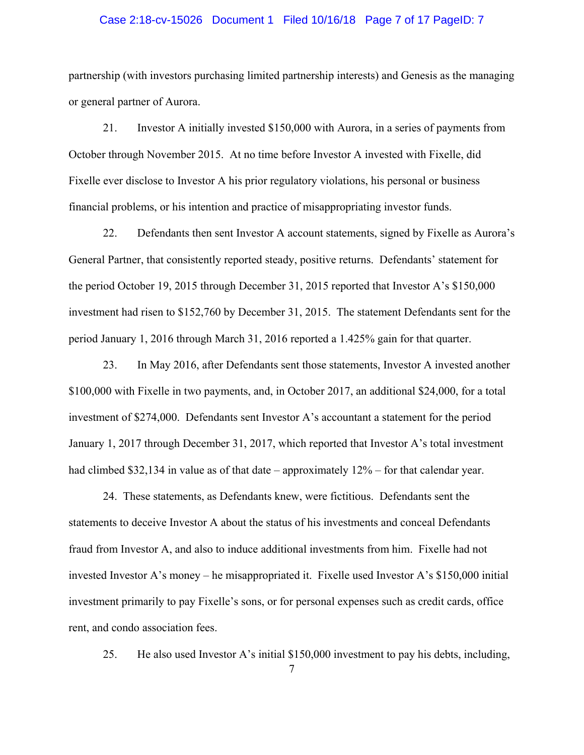partnership (with investors purchasing limited partnership interests) and Genesis as the managing or general partner of Aurora.

21. Investor A initially invested $150,000 with Aurora, in a series of payments from October through November 2015. At no time before Investor A invested with Fixelle, did Fixelle ever disclose to Investor A his prior regulatory violations, his personal or business financial problems, or his intention and practice of misappropriating investor funds.

22. Defendants then sent Investor A account statements, signed by Fixelle as Aurora's General Partner, that consistently reported steady, positive returns. Defendants' statement for the period October 19, 2015 through December 31, 2015 reported that Investor A's $150,000 investment had risen to $152,760 by December 31, 2015. The statement Defendants sent for the period January 1, 2016 through March 31, 2016 reported a 1.425% gain for that quarter.

23. In May 2016, after Defendants sent those statements, Investor A invested another $100,000 with Fixelle in two payments, and, in October 2017, an additional $24,000, for a total investment of $274,000. Defendants sent Investor A's accountant a statement for the period January 1, 2017 through December 31, 2017, which reported that Investor A's total investment had climbed $32,134 in value as of that date – approximately 12% – for that calendar year.

24. These statements, as Defendants knew, were fictitious. Defendants sent the statements to deceive Investor A about the status of his investments and conceal Defendants fraud from Investor A, and also to induce additional investments from him. Fixelle had not invested Investor A's money – he misappropriated it. Fixelle used Investor A's $150,000 initial investment primarily to pay Fixelle's sons, or for personal expenses such as credit cards, office rent, and condo association fees.

25. He also used Investor A's initial $150,000 investment to pay his debts, including,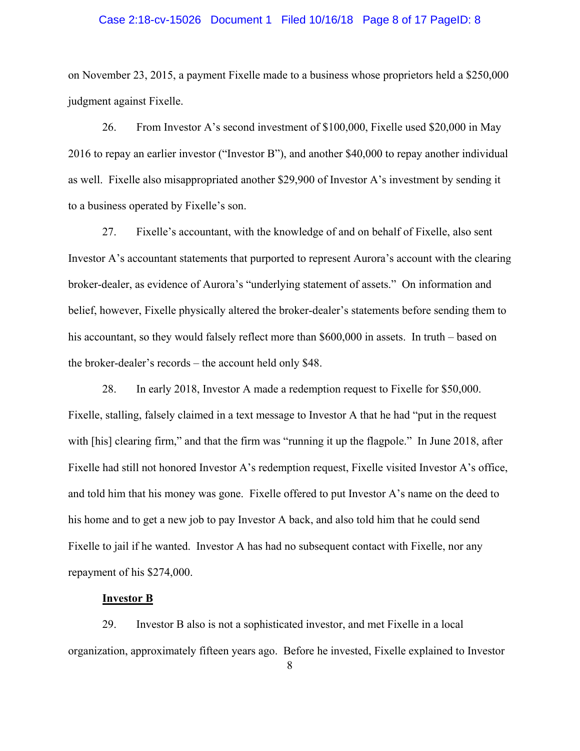on November 23, 2015, a payment Fixelle made to a business whose proprietors held a $250,000 judgment against Fixelle.

26. From Investor A's second investment of $100,000, Fixelle used $20,000 in May 2016 to repay an earlier investor ("Investor B"), and another $40,000 to repay another individual as well. Fixelle also misappropriated another $29,900 of Investor A's investment by sending it to a business operated by Fixelle's son.

27. Fixelle's accountant, with the knowledge of and on behalf of Fixelle, also sent Investor A's accountant statements that purported to represent Aurora's account with the clearing broker-dealer, as evidence of Aurora's "underlying statement of assets." On information and belief, however, Fixelle physically altered the broker-dealer's statements before sending them to his accountant, so they would falsely reflect more than $600,000 in assets. In truth – based on the broker-dealer's records – the account held only $48.

28. In early 2018, Investor A made a redemption request to Fixelle for $50,000. Fixelle, stalling, falsely claimed in a text message to Investor A that he had "put in the request with [his] clearing firm," and that the firm was "running it up the flagpole." In June 2018, after Fixelle had still not honored Investor A's redemption request, Fixelle visited Investor A's office, and told him that his money was gone. Fixelle offered to put Investor A's name on the deed to his home and to get a new job to pay Investor A back, and also told him that he could send Fixelle to jail if he wanted. Investor A has had no subsequent contact with Fixelle, nor any repayment of his $274,000.

**Investor B**

29. Investor B also is not a sophisticated investor, and met Fixelle in a local organization, approximately fifteen years ago. Before he invested, Fixelle explained to Investor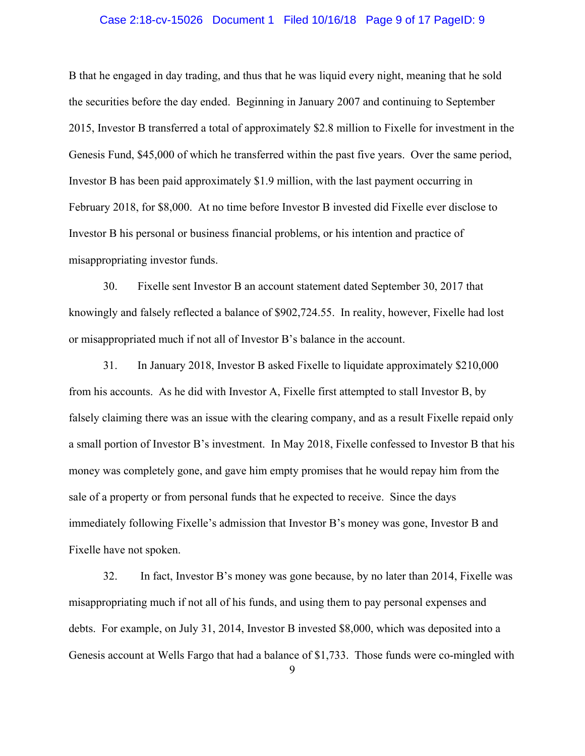B that he engaged in day trading, and thus that he was liquid every night, meaning that he sold the securities before the day ended. Beginning in January 2007 and continuing to September 2015, Investor B transferred a total of approximately $2.8 million to Fixelle for investment in the Genesis Fund, $45,000 of which he transferred within the past five years. Over the same period, Investor B has been paid approximately $1.9 million, with the last payment occurring in February 2018, for $8,000. At no time before Investor B invested did Fixelle ever disclose to Investor B his personal or business financial problems, or his intention and practice of misappropriating investor funds.

30. Fixelle sent Investor B an account statement dated September 30, 2017 that knowingly and falsely reflected a balance of $902,724.55. In reality, however, Fixelle had lost or misappropriated much if not all of Investor B's balance in the account.

31. In January 2018, Investor B asked Fixelle to liquidate approximately $210,000 from his accounts. As he did with Investor A, Fixelle first attempted to stall Investor B, by falsely claiming there was an issue with the clearing company, and as a result Fixelle repaid only a small portion of Investor B's investment. In May 2018, Fixelle confessed to Investor B that his money was completely gone, and gave him empty promises that he would repay him from the sale of a property or from personal funds that he expected to receive. Since the days immediately following Fixelle's admission that Investor B's money was gone, Investor B and Fixelle have not spoken.

32. In fact, Investor B's money was gone because, by no later than 2014, Fixelle was misappropriating much if not all of his funds, and using them to pay personal expenses and debts. For example, on July 31, 2014, Investor B invested $8,000, which was deposited into a Genesis account at Wells Fargo that had a balance of $1,733. Those funds were co-mingled with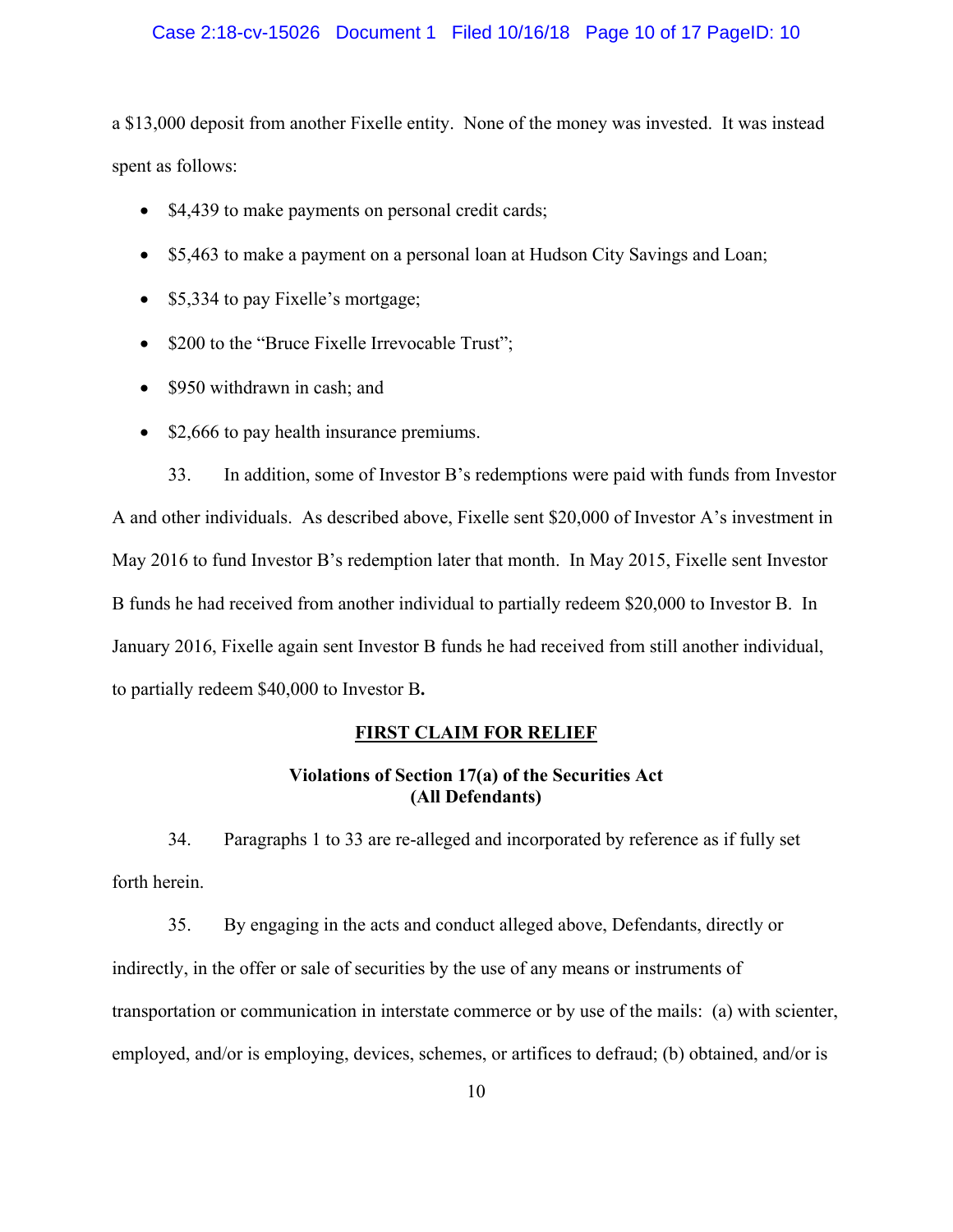a $13,000 deposit from another Fixelle entity. None of the money was invested. It was instead spent as follows:

- $4,439 to make payments on personal credit cards;
- $5,463 to make a payment on a personal loan at Hudson City Savings and Loan;
- $5,334 to pay Fixelle's mortgage;
- $200 to the "Bruce Fixelle Irrevocable Trust";
- $950 withdrawn in cash; and
- $2,666 to pay health insurance premiums.

33. In addition, some of Investor B's redemptions were paid with funds from Investor A and other individuals. As described above, Fixelle sent $20,000 of Investor A's investment in May 2016 to fund Investor B's redemption later that month. In May 2015, Fixelle sent Investor B funds he had received from another individual to partially redeem $20,000 to Investor B. In January 2016, Fixelle again sent Investor B funds he had received from still another individual, to partially redeem $40,000 to Investor B**.**

## FIRST CLAIM FOR RELIEF

### Violations of Section 17(a) of the Securities Act (All Defendants)

34. Paragraphs 1 to 33 are re-alleged and incorporated by reference as if fully set forth herein.

35. By engaging in the acts and conduct alleged above, Defendants, directly or indirectly, in the offer or sale of securities by the use of any means or instruments of transportation or communication in interstate commerce or by use of the mails: (a) with scienter, employed, and/or is employing, devices, schemes, or artifices to defraud; (b) obtained, and/or is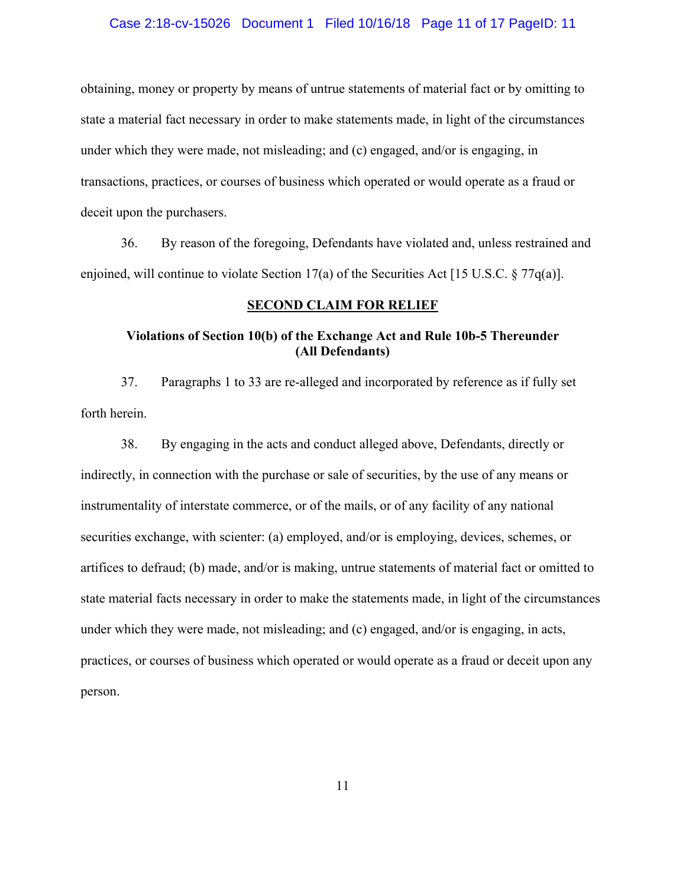obtaining, money or property by means of untrue statements of material fact or by omitting to state a material fact necessary in order to make statements made, in light of the circumstances under which they were made, not misleading; and (c) engaged, and/or is engaging, in transactions, practices, or courses of business which operated or would operate as a fraud or deceit upon the purchasers.

36. By reason of the foregoing, Defendants have violated and, unless restrained and enjoined, will continue to violate Section 17(a) of the Securities Act [15 U.S.C. § 77q(a)].

## SECOND CLAIM FOR RELIEF

### Violations of Section 10(b) of the Exchange Act and Rule 10b-5 Thereunder (All Defendants)

37. Paragraphs 1 to 33 are re-alleged and incorporated by reference as if fully set forth herein.

38. By engaging in the acts and conduct alleged above, Defendants, directly or indirectly, in connection with the purchase or sale of securities, by the use of any means or instrumentality of interstate commerce, or of the mails, or of any facility of any national securities exchange, with scienter: (a) employed, and/or is employing, devices, schemes, or artifices to defraud; (b) made, and/or is making, untrue statements of material fact or omitted to state material facts necessary in order to make the statements made, in light of the circumstances under which they were made, not misleading; and (c) engaged, and/or is engaging, in acts, practices, or courses of business which operated or would operate as a fraud or deceit upon any person.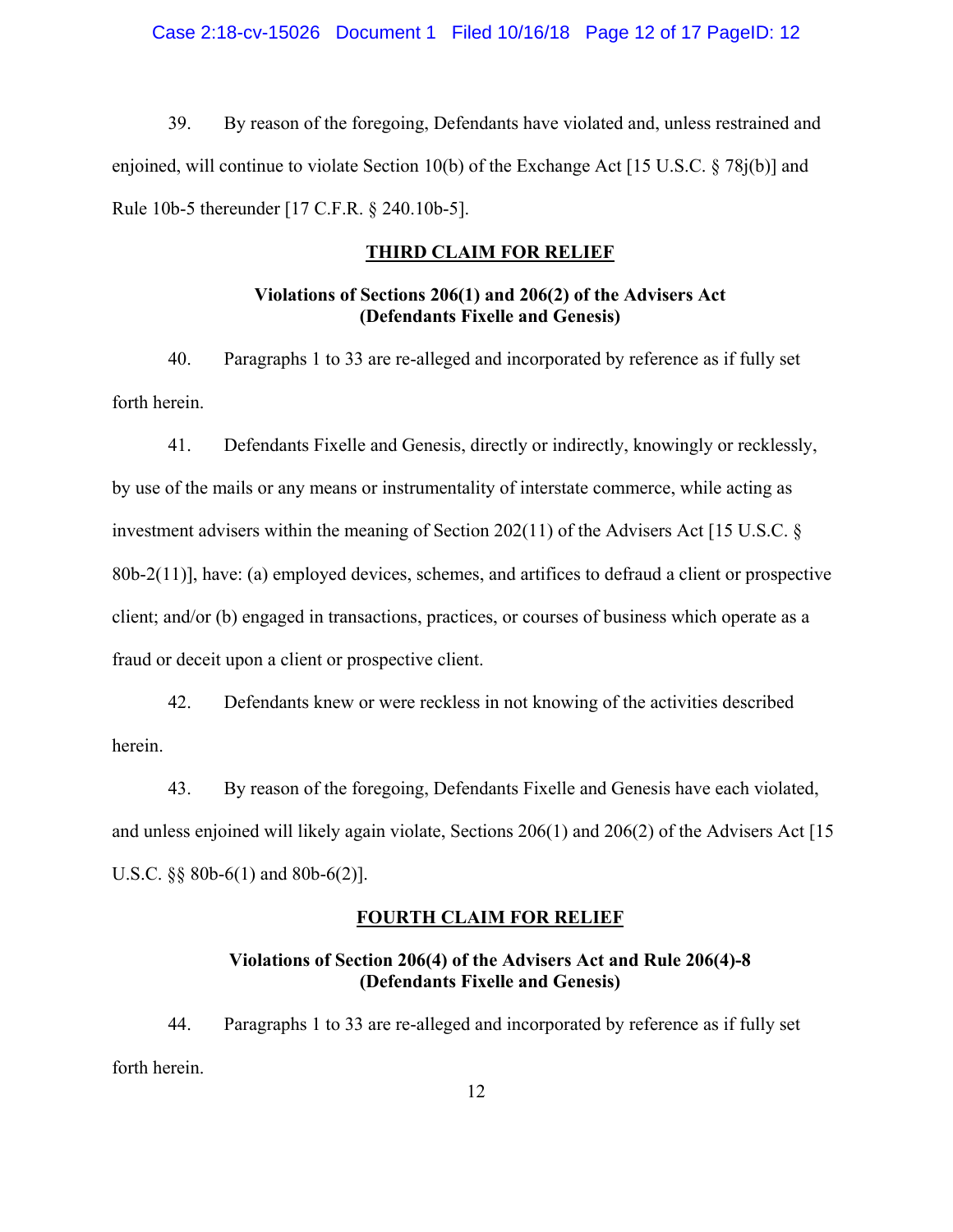39. By reason of the foregoing, Defendants have violated and, unless restrained and enjoined, will continue to violate Section 10(b) of the Exchange Act [15 U.S.C. § 78j(b)] and Rule 10b-5 thereunder [17 C.F.R. § 240.10b-5].

## THIRD CLAIM FOR RELIEF

### Violations of Sections 206(1) and 206(2) of the Advisers Act (Defendants Fixelle and Genesis)

40. Paragraphs 1 to 33 are re-alleged and incorporated by reference as if fully set forth herein.

41. Defendants Fixelle and Genesis, directly or indirectly, knowingly or recklessly, by use of the mails or any means or instrumentality of interstate commerce, while acting as investment advisers within the meaning of Section 202(11) of the Advisers Act [15 U.S.C. § 80b-2(11)], have: (a) employed devices, schemes, and artifices to defraud a client or prospective client; and/or (b) engaged in transactions, practices, or courses of business which operate as a fraud or deceit upon a client or prospective client.

42. Defendants knew or were reckless in not knowing of the activities described herein.

43. By reason of the foregoing, Defendants Fixelle and Genesis have each violated, and unless enjoined will likely again violate, Sections 206(1) and 206(2) of the Advisers Act [15 U.S.C. §§ 80b-6(1) and 80b-6(2)].

## FOURTH CLAIM FOR RELIEF

### Violations of Section 206(4) of the Advisers Act and Rule 206(4)-8 (Defendants Fixelle and Genesis)

44. Paragraphs 1 to 33 are re-alleged and incorporated by reference as if fully set forth herein.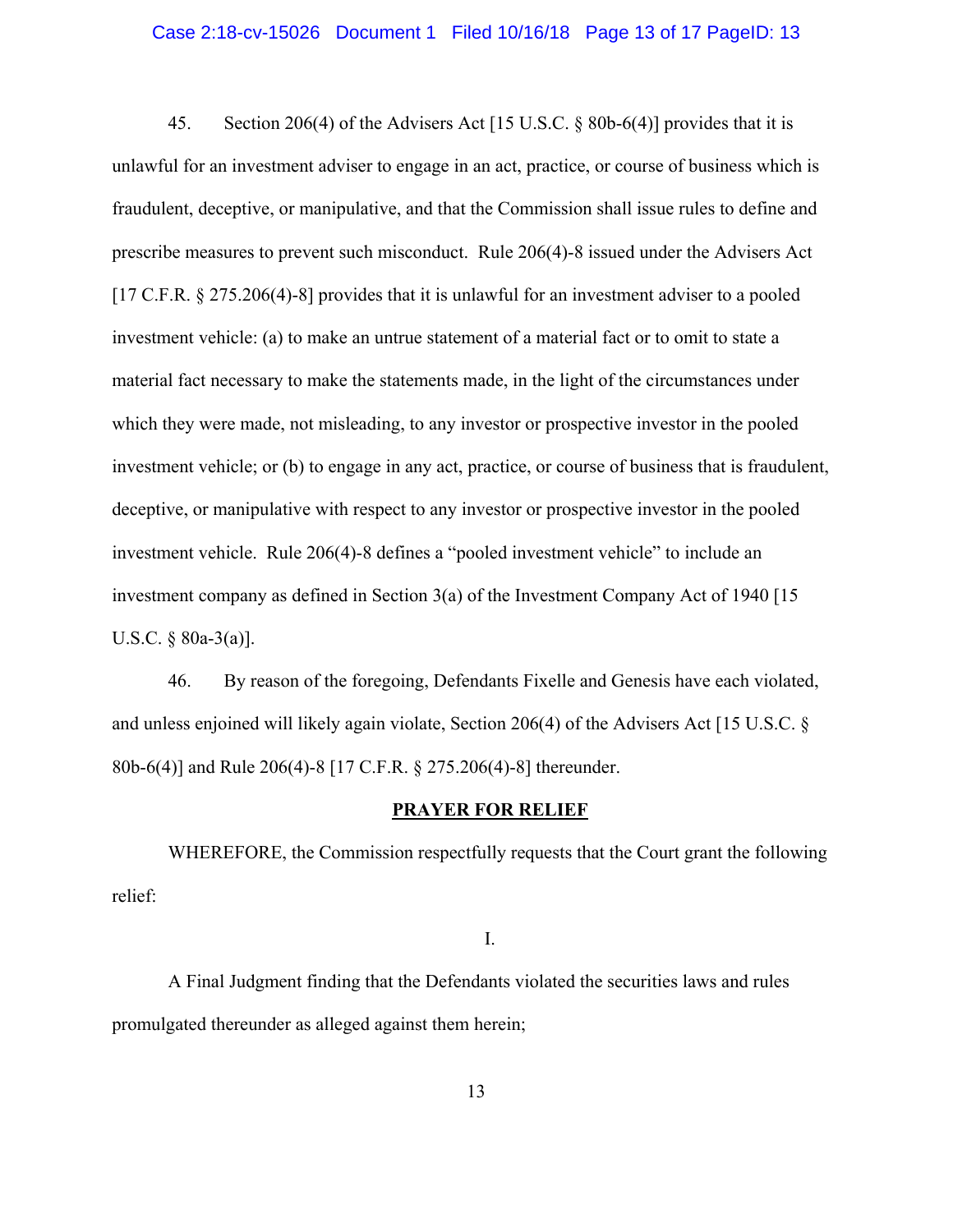45. Section 206(4) of the Advisers Act [15 U.S.C. § 80b-6(4)] provides that it is unlawful for an investment adviser to engage in an act, practice, or course of business which is fraudulent, deceptive, or manipulative, and that the Commission shall issue rules to define and prescribe measures to prevent such misconduct. Rule 206(4)-8 issued under the Advisers Act [17 C.F.R. § 275.206(4)-8] provides that it is unlawful for an investment adviser to a pooled investment vehicle: (a) to make an untrue statement of a material fact or to omit to state a material fact necessary to make the statements made, in the light of the circumstances under which they were made, not misleading, to any investor or prospective investor in the pooled investment vehicle; or (b) to engage in any act, practice, or course of business that is fraudulent, deceptive, or manipulative with respect to any investor or prospective investor in the pooled investment vehicle. Rule 206(4)-8 defines a "pooled investment vehicle" to include an investment company as defined in Section 3(a) of the Investment Company Act of 1940 [15 U.S.C. § 80a-3(a)].

46. By reason of the foregoing, Defendants Fixelle and Genesis have each violated, and unless enjoined will likely again violate, Section 206(4) of the Advisers Act [15 U.S.C. § 80b-6(4)] and Rule 206(4)-8 [17 C.F.R. § 275.206(4)-8] thereunder.

## PRAYER FOR RELIEF

WHEREFORE, the Commission respectfully requests that the Court grant the following relief:

I.

A Final Judgment finding that the Defendants violated the securities laws and rules promulgated thereunder as alleged against them herein;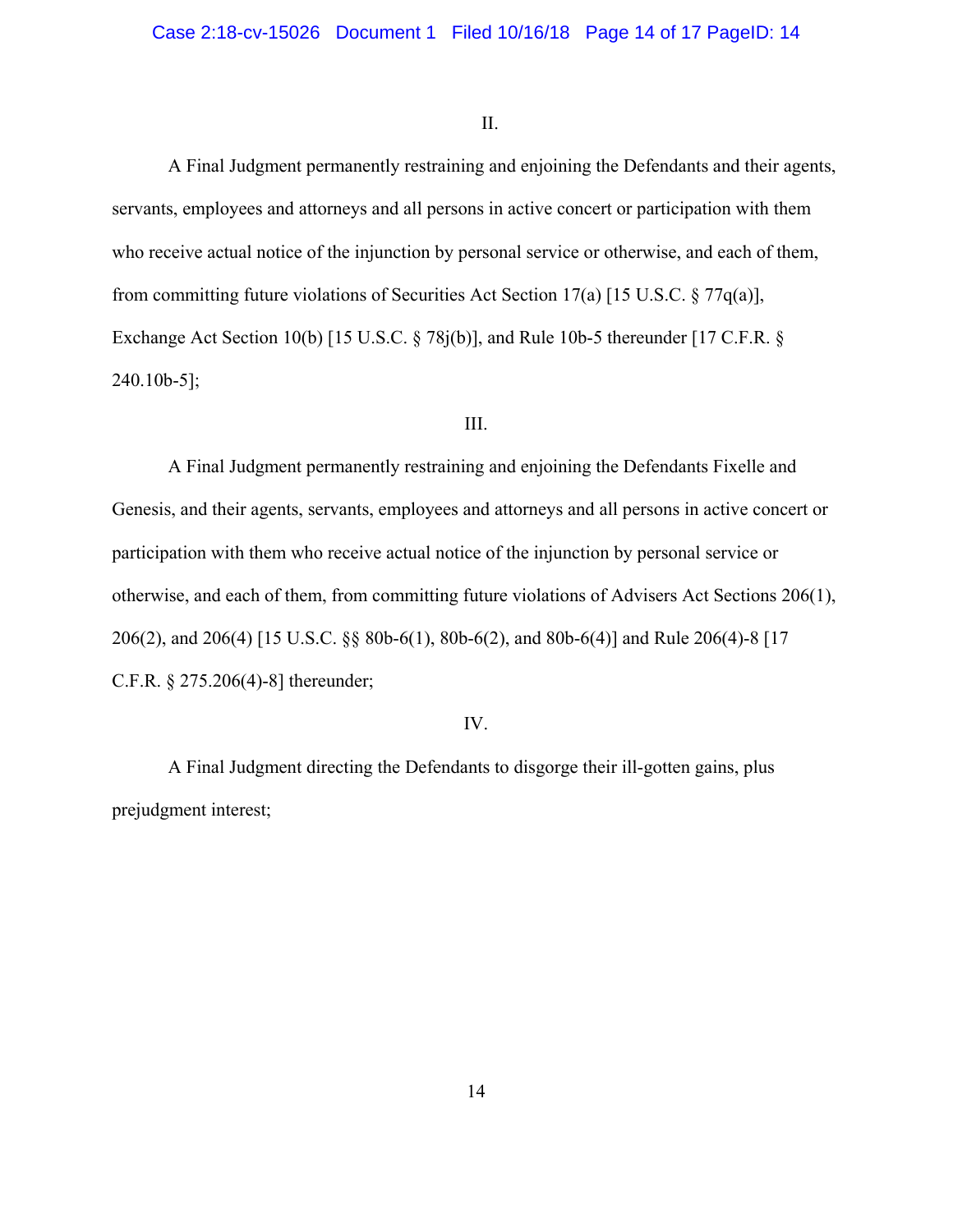II.

A Final Judgment permanently restraining and enjoining the Defendants and their agents, servants, employees and attorneys and all persons in active concert or participation with them who receive actual notice of the injunction by personal service or otherwise, and each of them, from committing future violations of Securities Act Section 17(a) [15 U.S.C. § 77q(a)], Exchange Act Section 10(b) [15 U.S.C. § 78j(b)], and Rule 10b-5 thereunder [17 C.F.R. § 240.10b-5];

III.

A Final Judgment permanently restraining and enjoining the Defendants Fixelle and Genesis, and their agents, servants, employees and attorneys and all persons in active concert or participation with them who receive actual notice of the injunction by personal service or otherwise, and each of them, from committing future violations of Advisers Act Sections 206(1), 206(2), and 206(4) [15 U.S.C. §§ 80b-6(1), 80b-6(2), and 80b-6(4)] and Rule 206(4)-8 [17 C.F.R. § 275.206(4)-8] thereunder;

IV.

A Final Judgment directing the Defendants to disgorge their ill-gotten gains, plus prejudgment interest;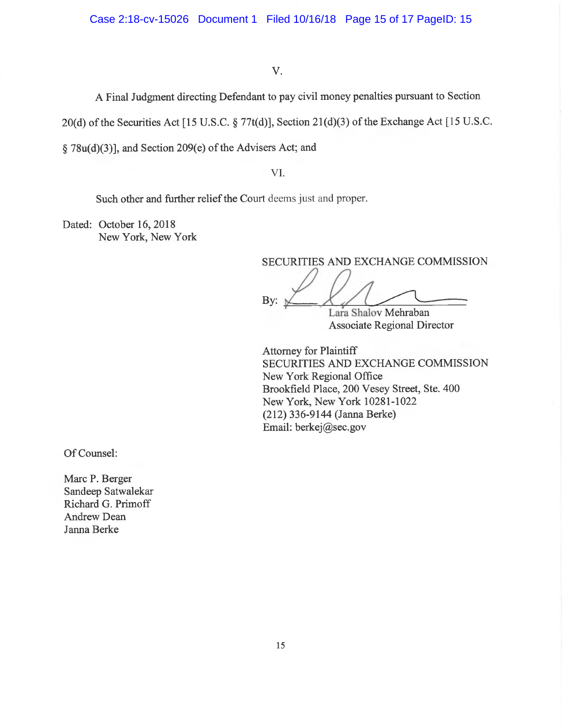V.

A Final Judgment directing Defendant to pay civil money penalties pursuant to Section 20(d) of the Securities Act [15 U.S.C. § 77t(d)], Section 21(d)(3) of the Exchange Act [15 U.S.C. § 78u(d)(3)], and Section 209(e) of the Advisers Act; and

VI.

Such other and further relief the Court deems just and proper.

Dated: October 16, 2018
New York, New York

SECURITIES AND EXCHANGE COMMISSION

By: ______________________
Lara Shalov Mehraban
Associate Regional Director

Attorney for Plaintiff
SECURITIES AND EXCHANGE COMMISSION
New York Regional Office
Brookfield Place, 200 Vesey Street, Ste. 400
New York, New York 10281-1022
(212) 336-9144 (Janna Berke)
Email: berkej@sec.gov

Of Counsel:

Marc P. Berger
Sandeep Satwalekar
Richard G. Primoff
Andrew Dean
Janna Berke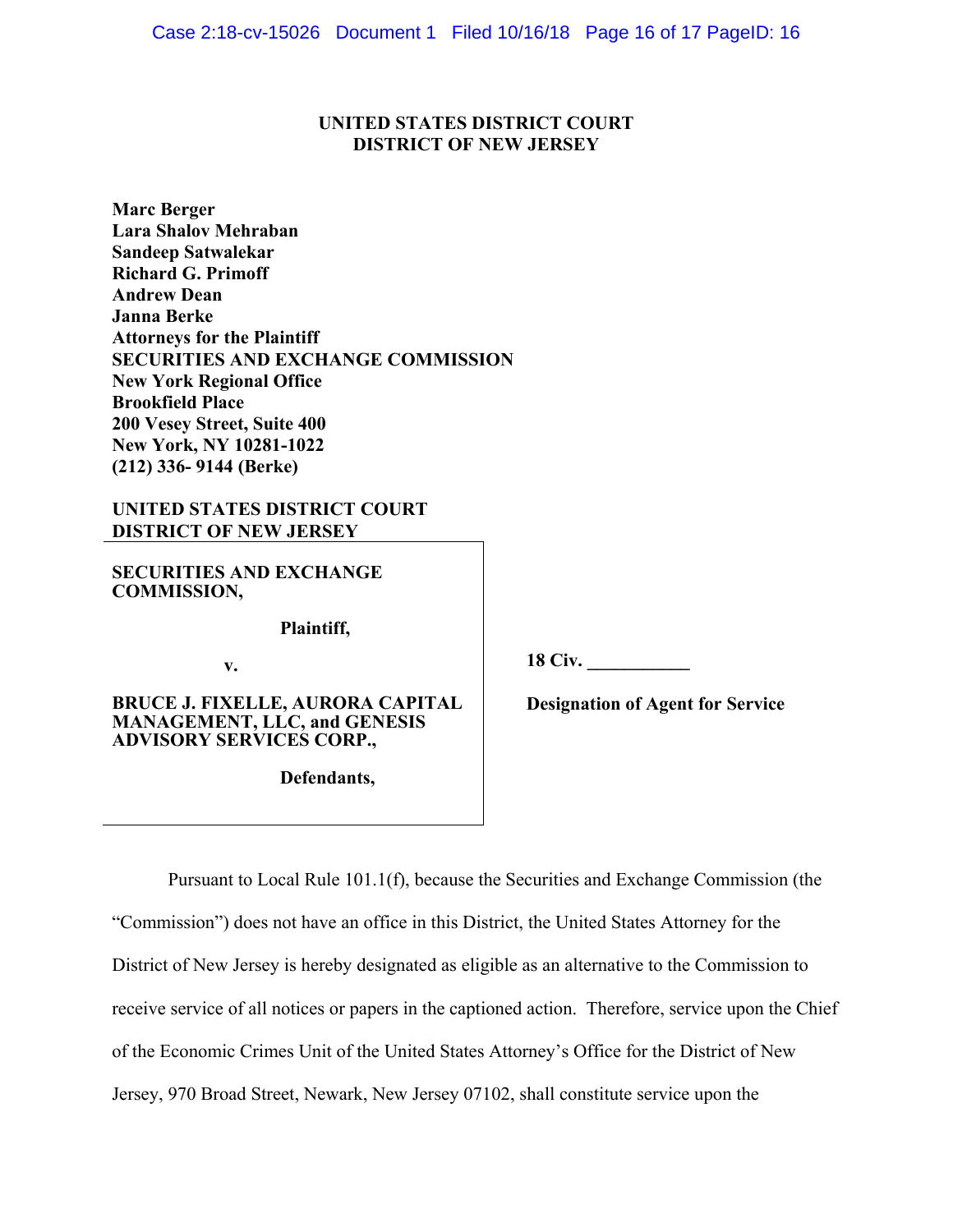**UNITED STATES DISTRICT COURT**
**DISTRICT OF NEW JERSEY**

**Marc Berger**
**Lara Shalov Mehraban**
**Sandeep Satwalekar**
**Richard G. Primoff**
**Andrew Dean**
**Janna Berke**
**Attorneys for the Plaintiff**
**SECURITIES AND EXCHANGE COMMISSION**
**New York Regional Office**
**Brookfield Place**
**200 Vesey Street, Suite 400**
**New York, NY 10281-1022**
**(212) 336- 9144 (Berke)**

**UNITED STATES DISTRICT COURT**
**DISTRICT OF NEW JERSEY**

| | |
|---|---|
| **SECURITIES AND EXCHANGE COMMISSION,**<br><br>**Plaintiff,**<br><br>**v.**<br><br>**BRUCE J. FIXELLE, AURORA CAPITAL MANAGEMENT, LLC, and GENESIS ADVISORY SERVICES CORP.,**<br><br>**Defendants,** | **18 Civ. \_\_\_\_\_\_\_\_\_\_\_**<br><br>**Designation of Agent for Service** |

Pursuant to Local Rule 101.1(f), because the Securities and Exchange Commission (the "Commission") does not have an office in this District, the United States Attorney for the District of New Jersey is hereby designated as eligible as an alternative to the Commission to receive service of all notices or papers in the captioned action. Therefore, service upon the Chief of the Economic Crimes Unit of the United States Attorney's Office for the District of New Jersey, 970 Broad Street, Newark, New Jersey 07102, shall constitute service upon the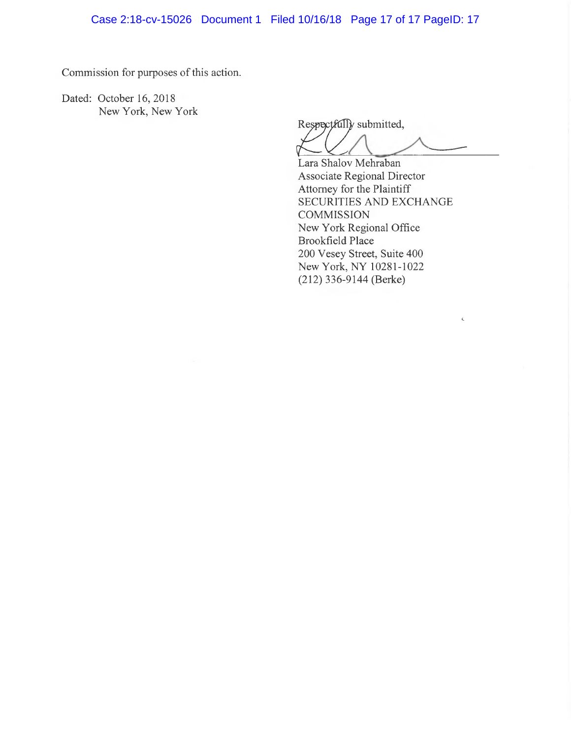Commission for purposes of this action.

Dated: October 16, 2018
New York, New York

Respectfully submitted,

Lara Shalov Mehraban
Associate Regional Director
Attorney for the Plaintiff
SECURITIES AND EXCHANGE COMMISSION
New York Regional Office
Brookfield Place
200 Vesey Street, Suite 400
New York, NY 10281-1022
(212) 336-9144 (Berke)